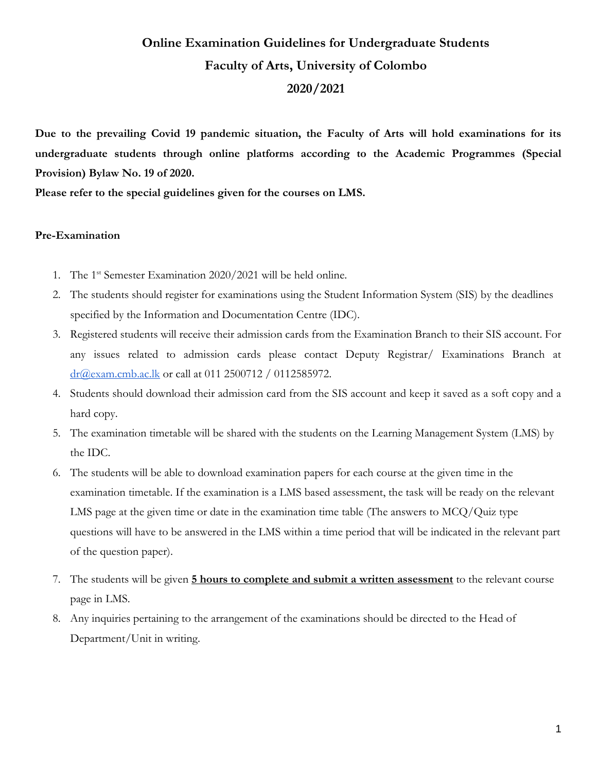# Online Examination Guidelines for Undergraduate Students

# Faculty of Arts, University of Colombo

# 2020/2021

**Due to the prevailing Covid 19 pandemic situation, the Faculty of Arts will hold examinations for its undergraduate students through online platforms according to the Academic Programmes (Special Provision) Bylaw No. 19 of 2020.**

**Please refer to the special guidelines given for the courses on LMS.**

## Pre-Examination

1. The 1st Semester Examination 2020/2021 will be held online.
2. The students should register for examinations using the Student Information System (SIS) by the deadlines specified by the Information and Documentation Centre (IDC).
3. Registered students will receive their admission cards from the Examination Branch to their SIS account. For any issues related to admission cards please contact Deputy Registrar/ Examinations Branch at dr@exam.cmb.ac.lk or call at 011 2500712 / 0112585972.
4. Students should download their admission card from the SIS account and keep it saved as a soft copy and a hard copy.
5. The examination timetable will be shared with the students on the Learning Management System (LMS) by the IDC.
6. The students will be able to download examination papers for each course at the given time in the examination timetable. If the examination is a LMS based assessment, the task will be ready on the relevant LMS page at the given time or date in the examination time table (The answers to MCQ/Quiz type questions will have to be answered in the LMS within a time period that will be indicated in the relevant part of the question paper).
7. The students will be given **5 hours to complete and submit a written assessment** to the relevant course page in LMS.
8. Any inquiries pertaining to the arrangement of the examinations should be directed to the Head of Department/Unit in writing.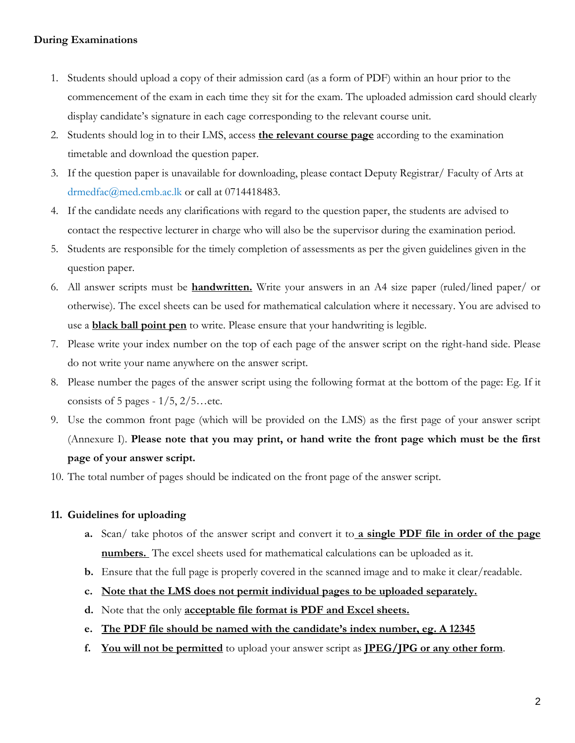**During Examinations**

1. Students should upload a copy of their admission card (as a form of PDF) within an hour prior to the commencement of the exam in each time they sit for the exam. The uploaded admission card should clearly display candidate's signature in each cage corresponding to the relevant course unit.
2. Students should log in to their LMS, access **the relevant course page** according to the examination timetable and download the question paper.
3. If the question paper is unavailable for downloading, please contact Deputy Registrar/ Faculty of Arts at drmedfac@med.cmb.ac.lk or call at 0714418483.
4. If the candidate needs any clarifications with regard to the question paper, the students are advised to contact the respective lecturer in charge who will also be the supervisor during the examination period.
5. Students are responsible for the timely completion of assessments as per the given guidelines given in the question paper.
6. All answer scripts must be **handwritten.** Write your answers in an A4 size paper (ruled/lined paper/ or otherwise). The excel sheets can be used for mathematical calculation where it necessary. You are advised to use a **black ball point pen** to write. Please ensure that your handwriting is legible.
7. Please write your index number on the top of each page of the answer script on the right-hand side. Please do not write your name anywhere on the answer script.
8. Please number the pages of the answer script using the following format at the bottom of the page: Eg. If it consists of 5 pages - 1/5, 2/5…etc.
9. Use the common front page (which will be provided on the LMS) as the first page of your answer script (Annexure I). **Please note that you may print, or hand write the front page which must be the first page of your answer script.**
10. The total number of pages should be indicated on the front page of the answer script.

11. **Guidelines for uploading**
    a. Scan/ take photos of the answer script and convert it to **a single PDF file in order of the page numbers.** The excel sheets used for mathematical calculations can be uploaded as it.
    b. Ensure that the full page is properly covered in the scanned image and to make it clear/readable.
    c. **Note that the LMS does not permit individual pages to be uploaded separately.**
    d. Note that the only **acceptable file format is PDF and Excel sheets.**
    e. **The PDF file should be named with the candidate's index number, eg. A 12345**
    f. **You will not be permitted** to upload your answer script as **JPEG/JPG or any other form**.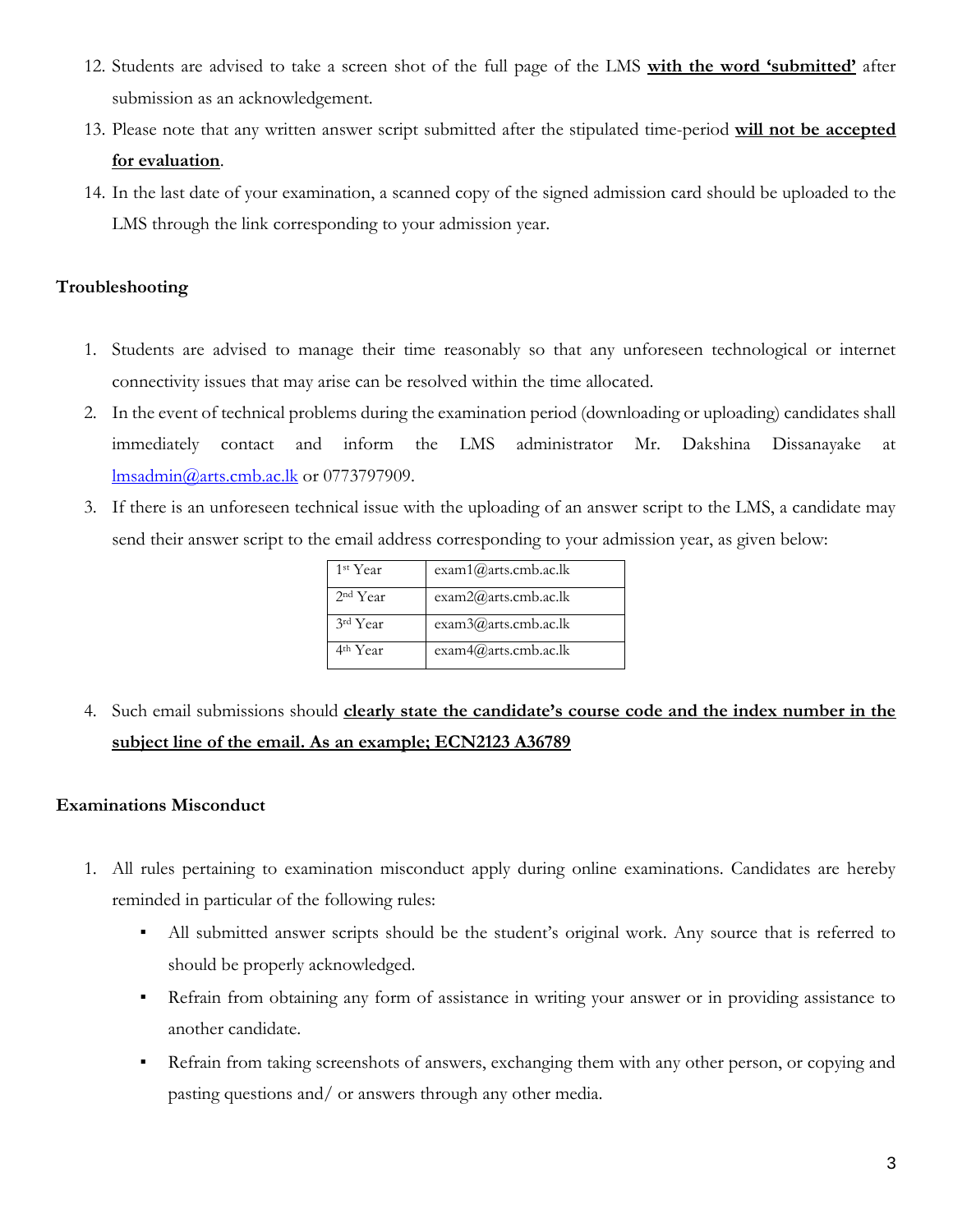12. Students are advised to take a screen shot of the full page of the LMS **with the word 'submitted'** after submission as an acknowledgement.
13. Please note that any written answer script submitted after the stipulated time-period **will not be accepted for evaluation**.
14. In the last date of your examination, a scanned copy of the signed admission card should be uploaded to the LMS through the link corresponding to your admission year.

**Troubleshooting**

1. Students are advised to manage their time reasonably so that any unforeseen technological or internet connectivity issues that may arise can be resolved within the time allocated.
2. In the event of technical problems during the examination period (downloading or uploading) candidates shall immediately contact and inform the LMS administrator Mr. Dakshina Dissanayake at lmsadmin@arts.cmb.ac.lk or 0773797909.
3. If there is an unforeseen technical issue with the uploading of an answer script to the LMS, a candidate may send their answer script to the email address corresponding to your admission year, as given below:

| Year | Email |
|---|---|
| 1st Year | exam1@arts.cmb.ac.lk |
| 2nd Year | exam2@arts.cmb.ac.lk |
| 3rd Year | exam3@arts.cmb.ac.lk |
| 4th Year | exam4@arts.cmb.ac.lk |

4. Such email submissions should **clearly state the candidate's course code and the index number in the subject line of the email. As an example; ECN2123 A36789**

**Examinations Misconduct**

1. All rules pertaining to examination misconduct apply during online examinations. Candidates are hereby reminded in particular of the following rules:
   - All submitted answer scripts should be the student's original work. Any source that is referred to should be properly acknowledged.
   - Refrain from obtaining any form of assistance in writing your answer or in providing assistance to another candidate.
   - Refrain from taking screenshots of answers, exchanging them with any other person, or copying and pasting questions and/ or answers through any other media.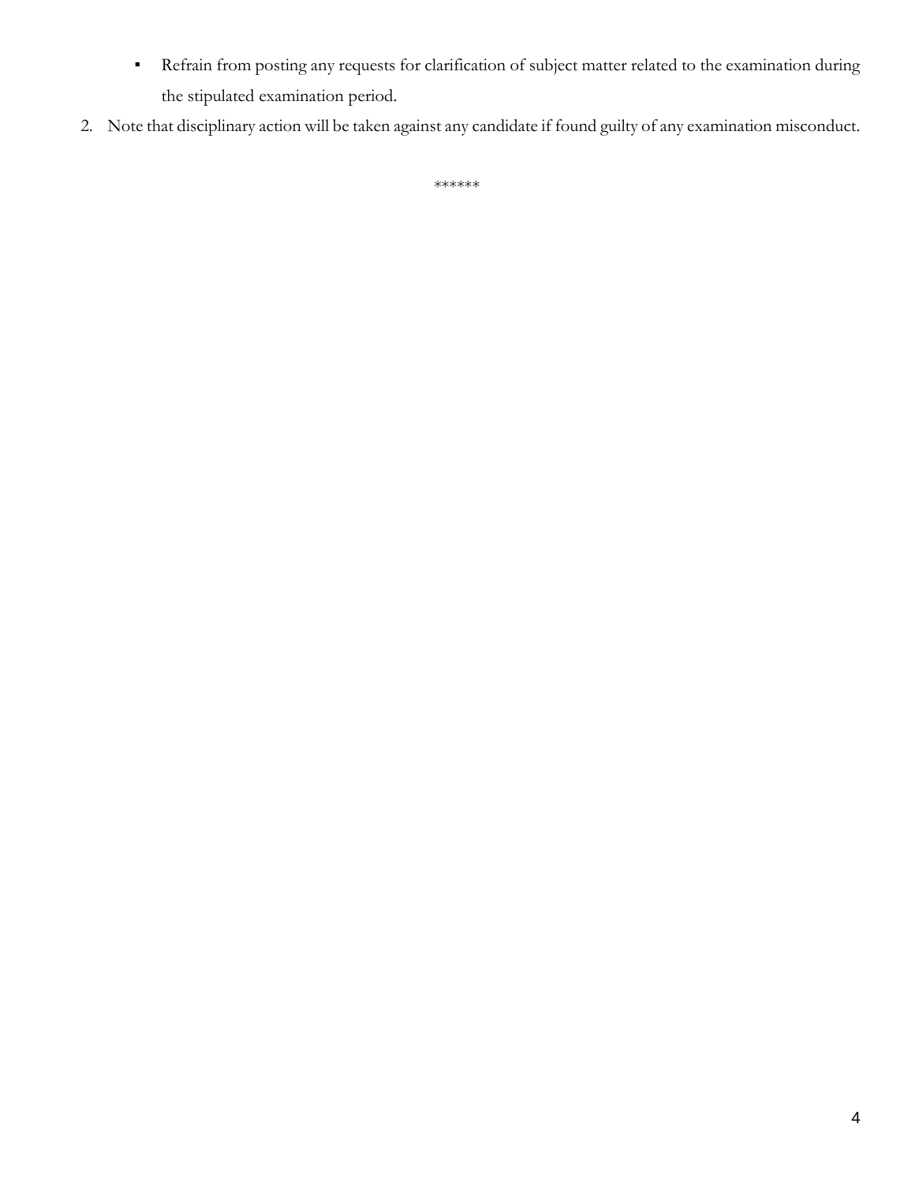- Refrain from posting any requests for clarification of subject matter related to the examination during the stipulated examination period.

2. Note that disciplinary action will be taken against any candidate if found guilty of any examination misconduct.

******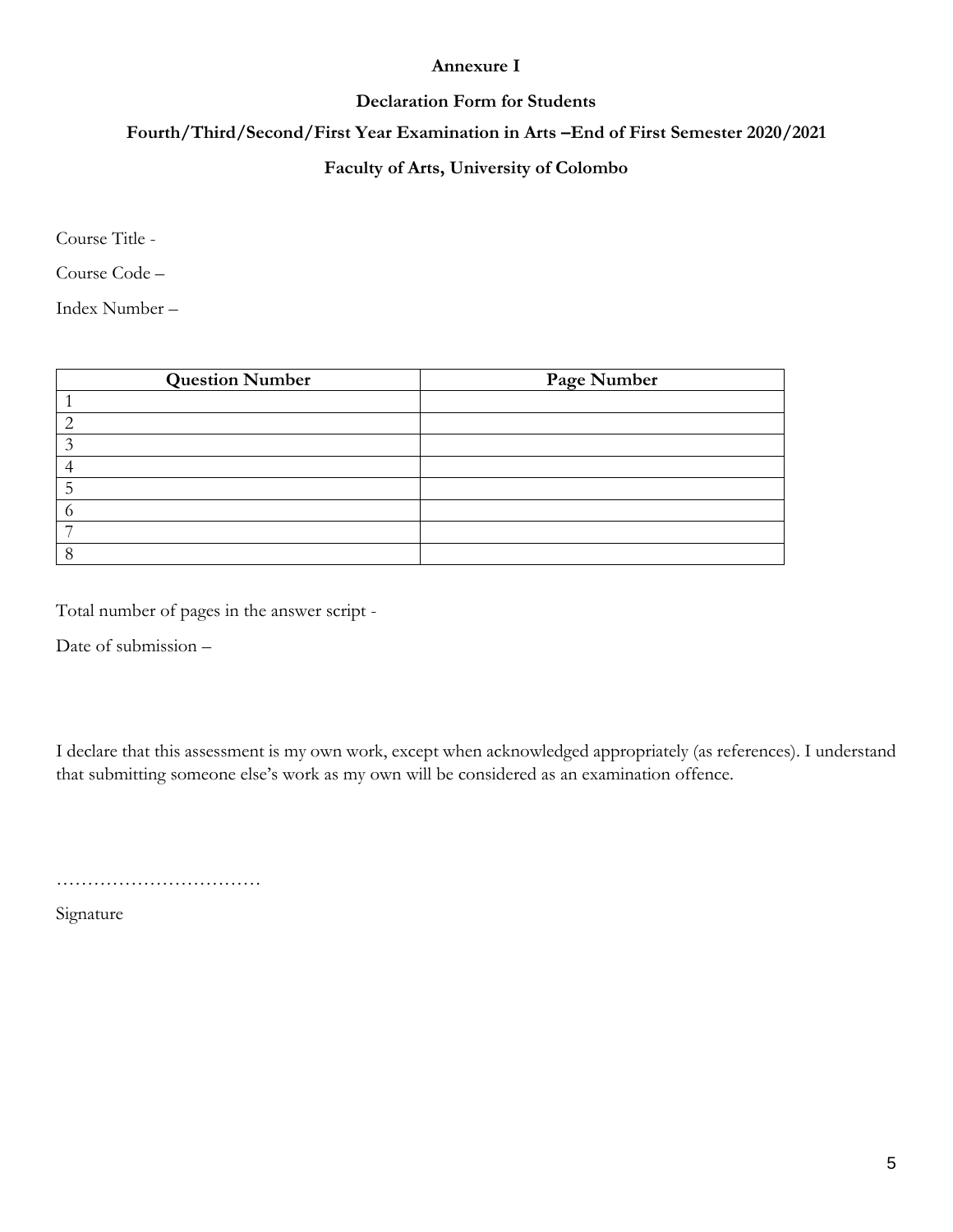**Annexure I**

**Declaration Form for Students**

**Fourth/Third/Second/First Year Examination in Arts –End of First Semester 2020/2021**

**Faculty of Arts, University of Colombo**

Course Title -

Course Code –

Index Number –

| Question Number | Page Number |
|---|---|
| 1 | |
| 2 | |
| 3 | |
| 4 | |
| 5 | |
| 6 | |
| 7 | |
| 8 | |

Total number of pages in the answer script -

Date of submission –

I declare that this assessment is my own work, except when acknowledged appropriately (as references). I understand that submitting someone else's work as my own will be considered as an examination offence.

……………………………

Signature